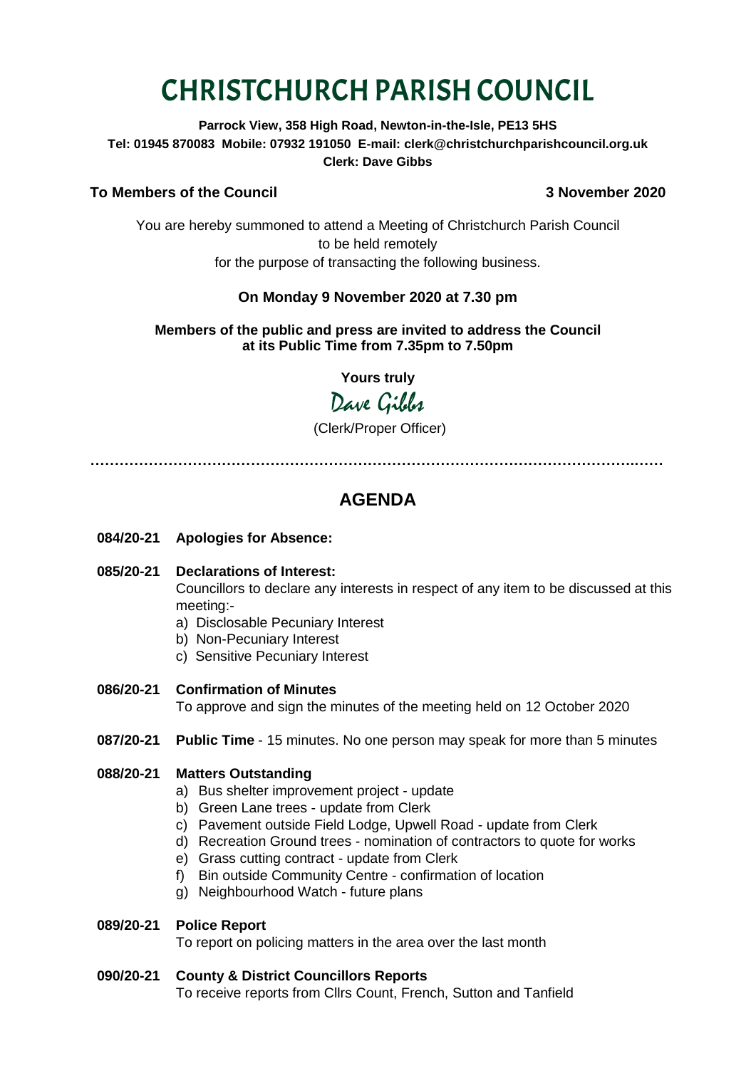# CHRISTCHURCH PARISH COUNCIL

**Parrock View, 358 High Road, Newton-in-the-Isle, PE13 5HS**
**Tel: 01945 870083 Mobile: 07932 191050 E-mail: clerk@christchurchparishcouncil.org.uk**
**Clerk: Dave Gibbs**

**To Members of the Council** **3 November 2020**

You are hereby summoned to attend a Meeting of Christchurch Parish Council
to be held remotely
for the purpose of transacting the following business.

**On Monday 9 November 2020 at 7.30 pm**

**Members of the public and press are invited to address the Council at its Public Time from 7.35pm to 7.50pm**

**Yours truly**

Dave Gibbs

(Clerk/Proper Officer)

---

## AGENDA

**084/20-21 Apologies for Absence:**

**085/20-21 Declarations of Interest:**
Councillors to declare any interests in respect of any item to be discussed at this meeting:-
a) Disclosable Pecuniary Interest
b) Non-Pecuniary Interest
c) Sensitive Pecuniary Interest

**086/20-21 Confirmation of Minutes**
To approve and sign the minutes of the meeting held on 12 October 2020

**087/20-21 Public Time** - 15 minutes. No one person may speak for more than 5 minutes

**088/20-21 Matters Outstanding**
a) Bus shelter improvement project - update
b) Green Lane trees - update from Clerk
c) Pavement outside Field Lodge, Upwell Road - update from Clerk
d) Recreation Ground trees - nomination of contractors to quote for works
e) Grass cutting contract - update from Clerk
f) Bin outside Community Centre - confirmation of location
g) Neighbourhood Watch - future plans

**089/20-21 Police Report**
To report on policing matters in the area over the last month

**090/20-21 County & District Councillors Reports**
To receive reports from Cllrs Count, French, Sutton and Tanfield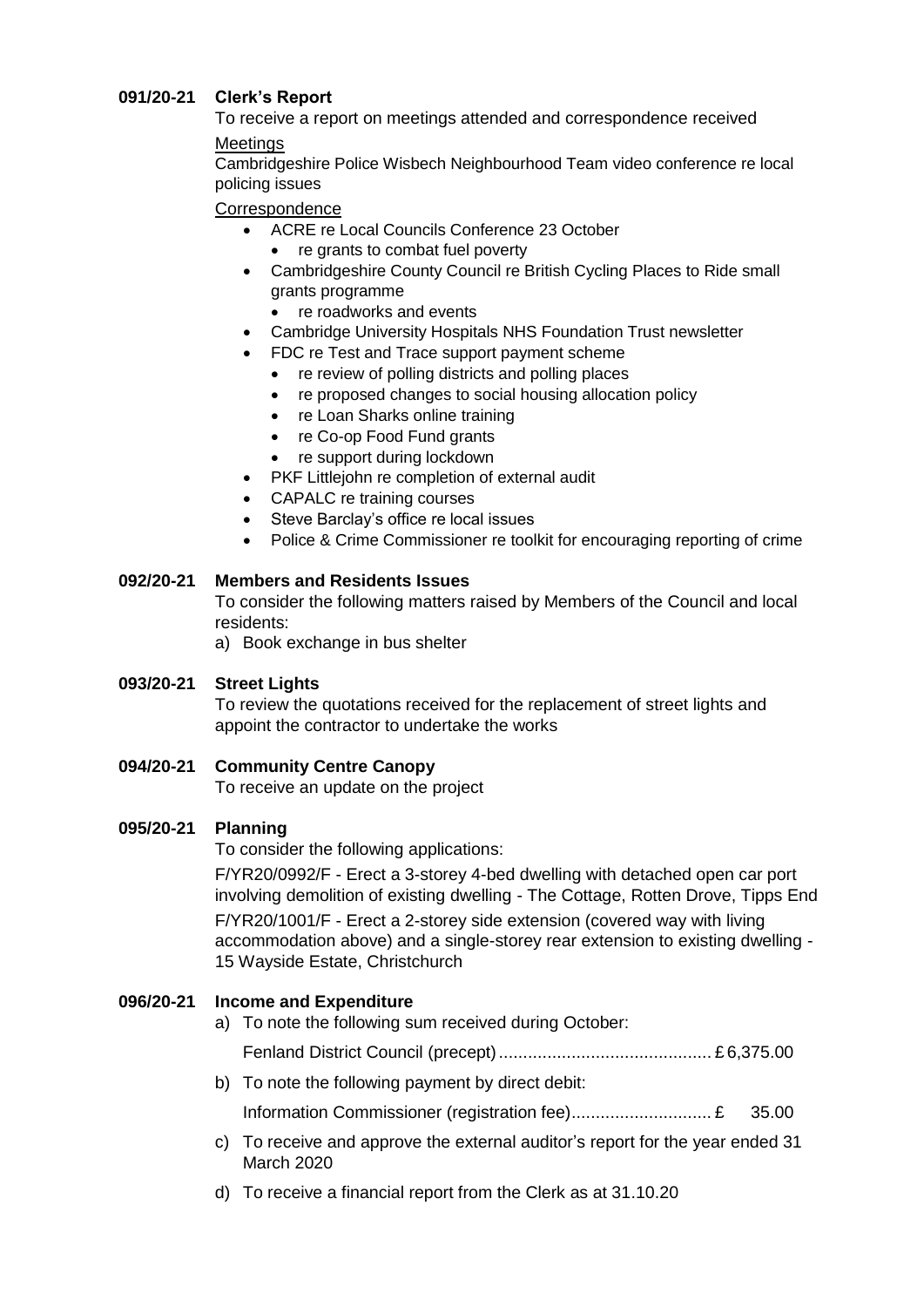## 091/20-21 Clerk's Report

To receive a report on meetings attended and correspondence received

Meetings

Cambridgeshire Police Wisbech Neighbourhood Team video conference re local policing issues

Correspondence

- ACRE re Local Councils Conference 23 October
    - re grants to combat fuel poverty
- Cambridgeshire County Council re British Cycling Places to Ride small grants programme
    - re roadworks and events
- Cambridge University Hospitals NHS Foundation Trust newsletter
- FDC re Test and Trace support payment scheme
    - re review of polling districts and polling places
    - re proposed changes to social housing allocation policy
    - re Loan Sharks online training
    - re Co-op Food Fund grants
    - re support during lockdown
- PKF Littlejohn re completion of external audit
- CAPALC re training courses
- Steve Barclay's office re local issues
- Police & Crime Commissioner re toolkit for encouraging reporting of crime

## 092/20-21 Members and Residents Issues

To consider the following matters raised by Members of the Council and local residents:

a) Book exchange in bus shelter

## 093/20-21 Street Lights

To review the quotations received for the replacement of street lights and appoint the contractor to undertake the works

## 094/20-21 Community Centre Canopy

To receive an update on the project

## 095/20-21 Planning

To consider the following applications:

F/YR20/0992/F - Erect a 3-storey 4-bed dwelling with detached open car port involving demolition of existing dwelling - The Cottage, Rotten Drove, Tipps End

F/YR20/1001/F - Erect a 2-storey side extension (covered way with living accommodation above) and a single-storey rear extension to existing dwelling - 15 Wayside Estate, Christchurch

## 096/20-21 Income and Expenditure

a) To note the following sum received during October:

   Fenland District Council (precept) ............................................ £ 6,375.00

b) To note the following payment by direct debit:

   Information Commissioner (registration fee)............................. £ 35.00

c) To receive and approve the external auditor's report for the year ended 31 March 2020

d) To receive a financial report from the Clerk as at 31.10.20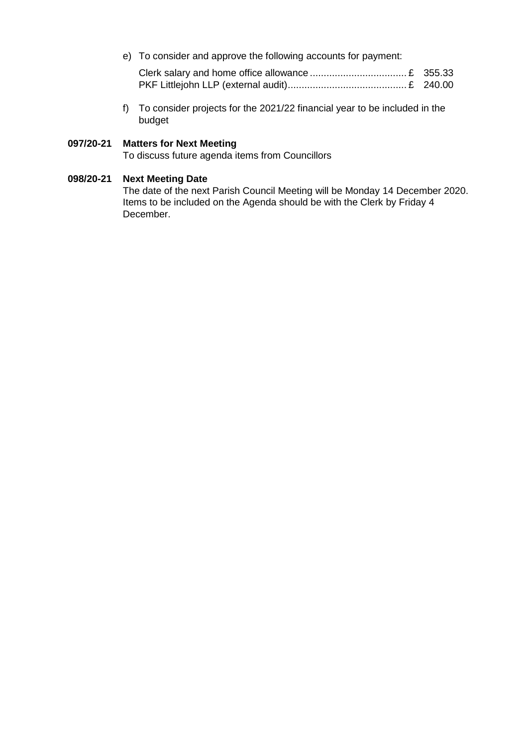e) To consider and approve the following accounts for payment:

| | |
|---|---|
| Clerk salary and home office allowance | £ 355.33 |
| PKF Littlejohn LLP (external audit) | £ 240.00 |

f) To consider projects for the 2021/22 financial year to be included in the budget

**097/20-21 Matters for Next Meeting**

To discuss future agenda items from Councillors

**098/20-21 Next Meeting Date**

The date of the next Parish Council Meeting will be Monday 14 December 2020. Items to be included on the Agenda should be with the Clerk by Friday 4 December.